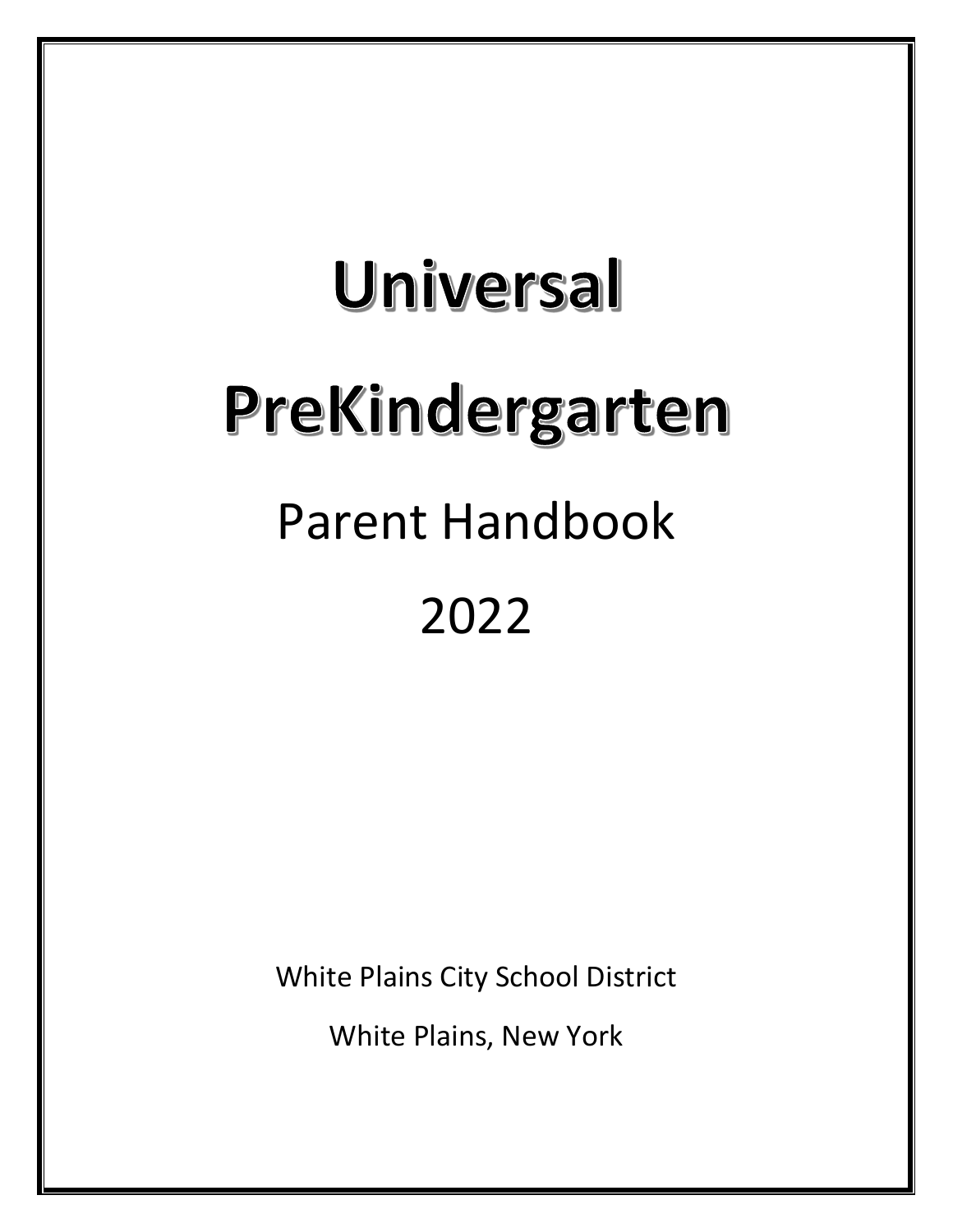# Universal PreKindergarten

## Parent Handbook

## 2022

White Plains City School District

White Plains, New York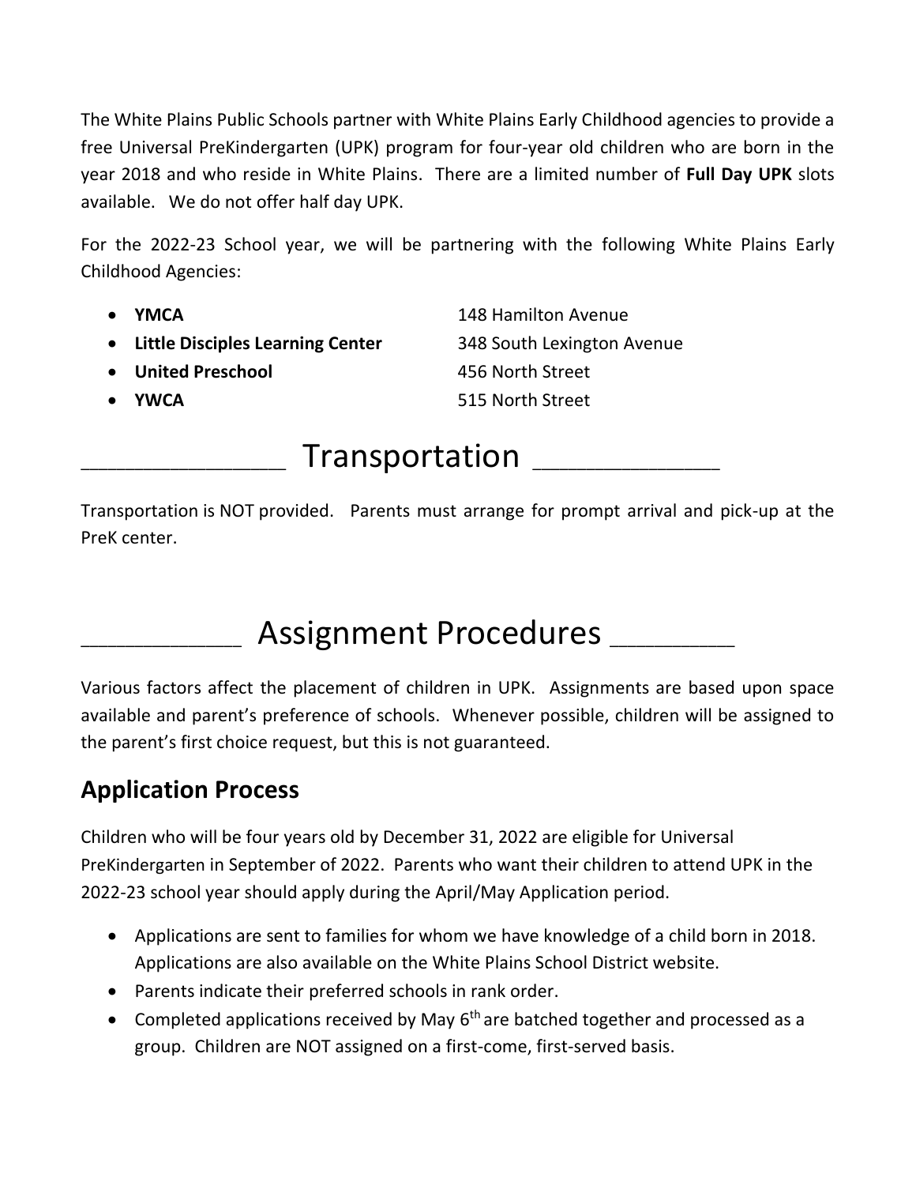The White Plains Public Schools partner with White Plains Early Childhood agencies to provide a free Universal PreKindergarten (UPK) program for four-year old children who are born in the year 2018 and who reside in White Plains. There are a limited number of **Full Day UPK** slots available. We do not offer half day UPK.

For the 2022-23 School year, we will be partnering with the following White Plains Early Childhood Agencies:

- **YMCA** 148 Hamilton Avenue
- **Little Disciples Learning Center** 348 South Lexington Avenue
- **United Preschool** 456 North Street
- **YWCA** 515 North Street

# Transportation

Transportation is NOT provided. Parents must arrange for prompt arrival and pick-up at the PreK center.

# Assignment Procedures

Various factors affect the placement of children in UPK. Assignments are based upon space available and parent's preference of schools. Whenever possible, children will be assigned to the parent's first choice request, but this is not guaranteed.

## Application Process

Children who will be four years old by December 31, 2022 are eligible for Universal PreKindergarten in September of 2022. Parents who want their children to attend UPK in the 2022-23 school year should apply during the April/May Application period.

- Applications are sent to families for whom we have knowledge of a child born in 2018. Applications are also available on the White Plains School District website.
- Parents indicate their preferred schools in rank order.
- Completed applications received by May 6th are batched together and processed as a group. Children are NOT assigned on a first-come, first-served basis.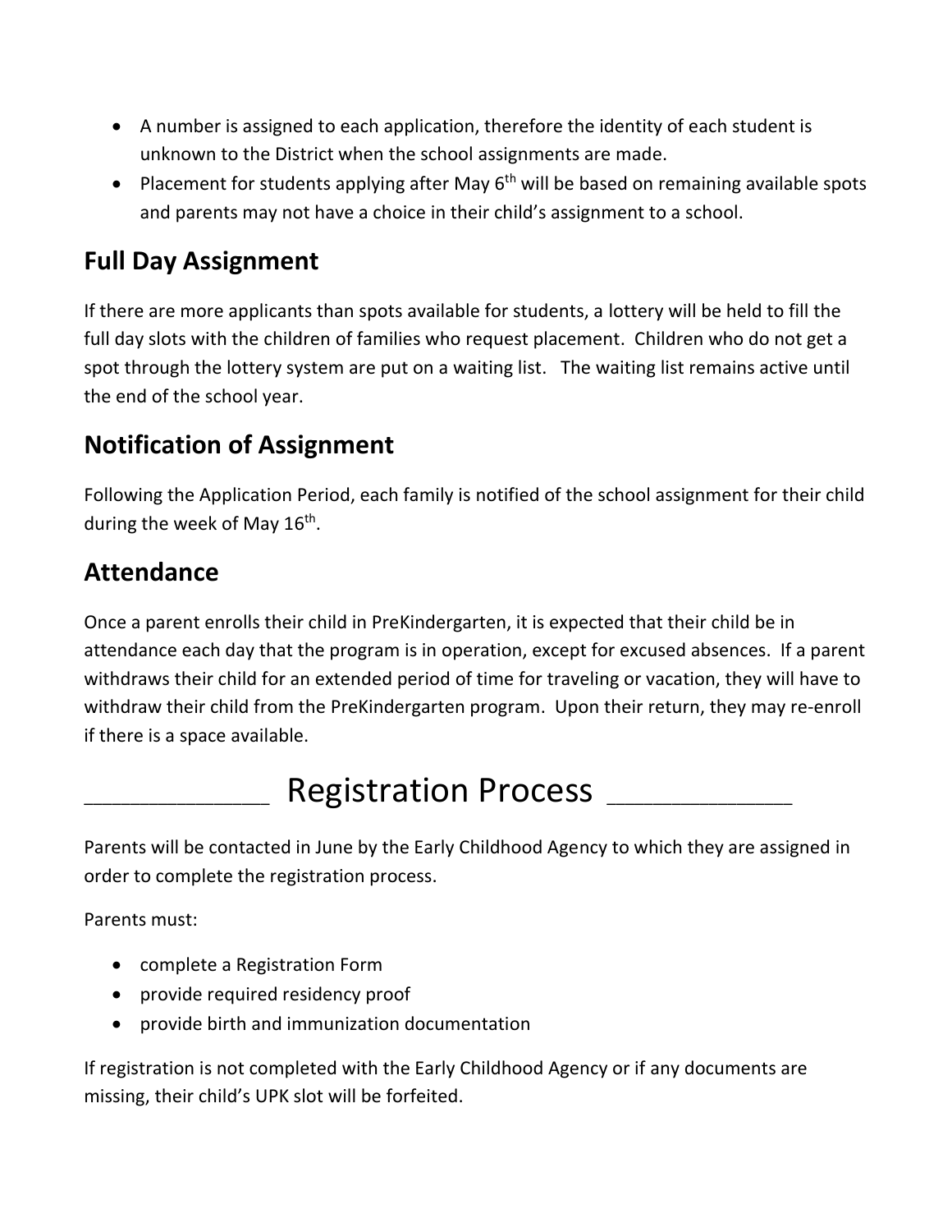- A number is assigned to each application, therefore the identity of each student is unknown to the District when the school assignments are made.
- Placement for students applying after May 6th will be based on remaining available spots and parents may not have a choice in their child's assignment to a school.

## Full Day Assignment

If there are more applicants than spots available for students, a lottery will be held to fill the full day slots with the children of families who request placement. Children who do not get a spot through the lottery system are put on a waiting list. The waiting list remains active until the end of the school year.

## Notification of Assignment

Following the Application Period, each family is notified of the school assignment for their child during the week of May 16th.

## Attendance

Once a parent enrolls their child in PreKindergarten, it is expected that their child be in attendance each day that the program is in operation, except for excused absences. If a parent withdraws their child for an extended period of time for traveling or vacation, they will have to withdraw their child from the PreKindergarten program. Upon their return, they may re-enroll if there is a space available.

# Registration Process

Parents will be contacted in June by the Early Childhood Agency to which they are assigned in order to complete the registration process.

Parents must:

- complete a Registration Form
- provide required residency proof
- provide birth and immunization documentation

If registration is not completed with the Early Childhood Agency or if any documents are missing, their child's UPK slot will be forfeited.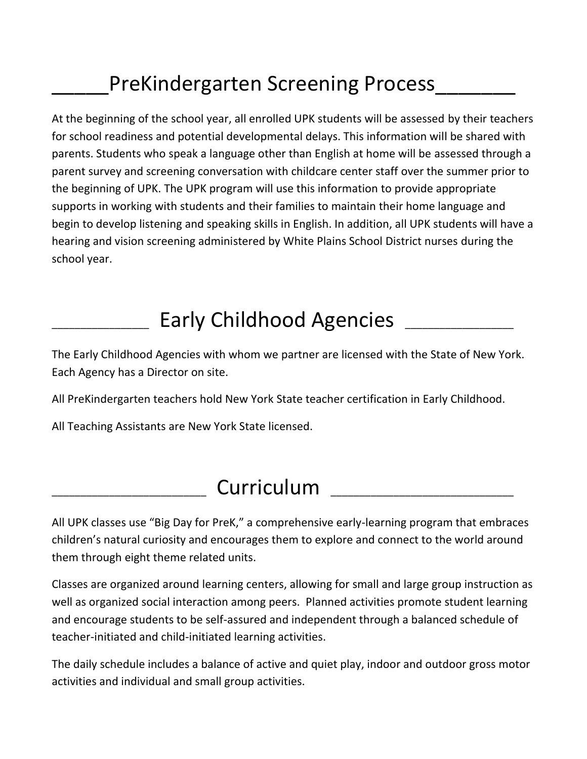## PreKindergarten Screening Process

At the beginning of the school year, all enrolled UPK students will be assessed by their teachers for school readiness and potential developmental delays. This information will be shared with parents. Students who speak a language other than English at home will be assessed through a parent survey and screening conversation with childcare center staff over the summer prior to the beginning of UPK. The UPK program will use this information to provide appropriate supports in working with students and their families to maintain their home language and begin to develop listening and speaking skills in English. In addition, all UPK students will have a hearing and vision screening administered by White Plains School District nurses during the school year.

## Early Childhood Agencies

The Early Childhood Agencies with whom we partner are licensed with the State of New York. Each Agency has a Director on site.

All PreKindergarten teachers hold New York State teacher certification in Early Childhood.

All Teaching Assistants are New York State licensed.

## Curriculum

All UPK classes use “Big Day for PreK,” a comprehensive early-learning program that embraces children’s natural curiosity and encourages them to explore and connect to the world around them through eight theme related units.

Classes are organized around learning centers, allowing for small and large group instruction as well as organized social interaction among peers. Planned activities promote student learning and encourage students to be self-assured and independent through a balanced schedule of teacher-initiated and child-initiated learning activities.

The daily schedule includes a balance of active and quiet play, indoor and outdoor gross motor activities and individual and small group activities.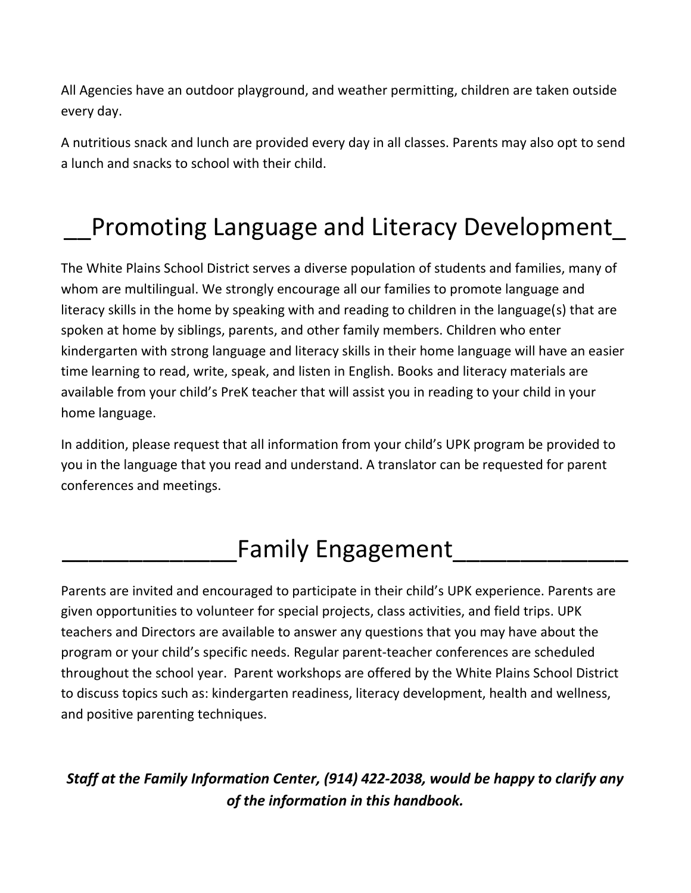All Agencies have an outdoor playground, and weather permitting, children are taken outside every day.

A nutritious snack and lunch are provided every day in all classes. Parents may also opt to send a lunch and snacks to school with their child.

# Promoting Language and Literacy Development

The White Plains School District serves a diverse population of students and families, many of whom are multilingual. We strongly encourage all our families to promote language and literacy skills in the home by speaking with and reading to children in the language(s) that are spoken at home by siblings, parents, and other family members. Children who enter kindergarten with strong language and literacy skills in their home language will have an easier time learning to read, write, speak, and listen in English. Books and literacy materials are available from your child's PreK teacher that will assist you in reading to your child in your home language.

In addition, please request that all information from your child's UPK program be provided to you in the language that you read and understand. A translator can be requested for parent conferences and meetings.

# Family Engagement

Parents are invited and encouraged to participate in their child's UPK experience. Parents are given opportunities to volunteer for special projects, class activities, and field trips. UPK teachers and Directors are available to answer any questions that you may have about the program or your child's specific needs. Regular parent-teacher conferences are scheduled throughout the school year. Parent workshops are offered by the White Plains School District to discuss topics such as: kindergarten readiness, literacy development, health and wellness, and positive parenting techniques.

***Staff at the Family Information Center, (914) 422-2038, would be happy to clarify any of the information in this handbook.***